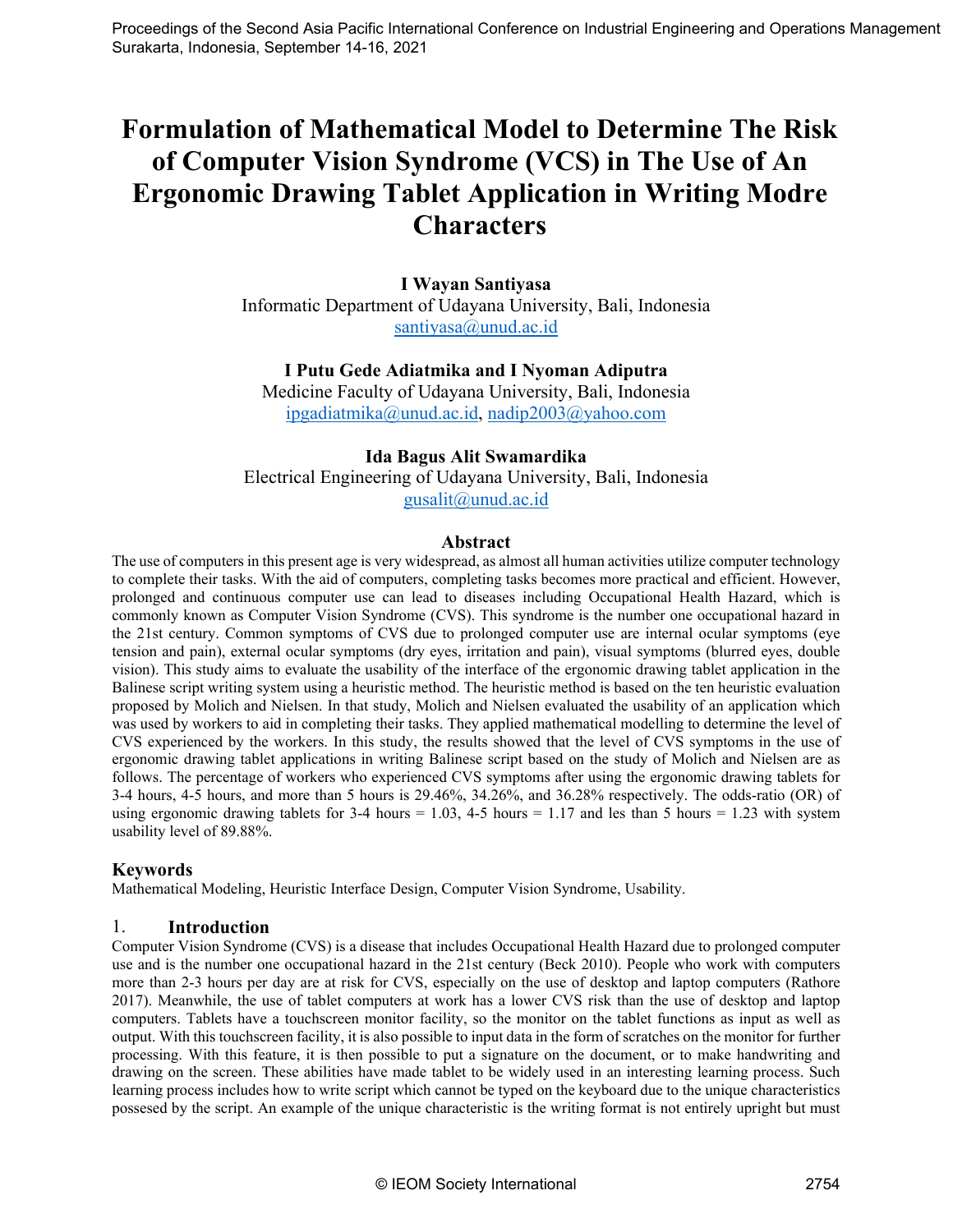# Formulation of Mathematical Model to Determine The Risk of Computer Vision Syndrome (VCS) in The Use of An Ergonomic Drawing Tablet Application in Writing Modre Characters

**I Wayan Santiyasa**
Informatic Department of Udayana University, Bali, Indonesia
santiyasa@unud.ac.id

**I Putu Gede Adiatmika and I Nyoman Adiputra**
Medicine Faculty of Udayana University, Bali, Indonesia
ipgadiatmika@unud.ac.id, nadip2003@yahoo.com

**Ida Bagus Alit Swamardika**
Electrical Engineering of Udayana University, Bali, Indonesia
gusalit@unud.ac.id

## Abstract

The use of computers in this present age is very widespread, as almost all human activities utilize computer technology to complete their tasks. With the aid of computers, completing tasks becomes more practical and efficient. However, prolonged and continuous computer use can lead to diseases including Occupational Health Hazard, which is commonly known as Computer Vision Syndrome (CVS). This syndrome is the number one occupational hazard in the 21st century. Common symptoms of CVS due to prolonged computer use are internal ocular symptoms (eye tension and pain), external ocular symptoms (dry eyes, irritation and pain), visual symptoms (blurred eyes, double vision). This study aims to evaluate the usability of the interface of the ergonomic drawing tablet application in the Balinese script writing system using a heuristic method. The heuristic method is based on the ten heuristic evaluation proposed by Molich and Nielsen. In that study, Molich and Nielsen evaluated the usability of an application which was used by workers to aid in completing their tasks. They applied mathematical modelling to determine the level of CVS experienced by the workers. In this study, the results showed that the level of CVS symptoms in the use of ergonomic drawing tablet applications in writing Balinese script based on the study of Molich and Nielsen are as follows. The percentage of workers who experienced CVS symptoms after using the ergonomic drawing tablets for 3-4 hours, 4-5 hours, and more than 5 hours is 29.46%, 34.26%, and 36.28% respectively. The odds-ratio (OR) of using ergonomic drawing tablets for 3-4 hours = 1.03, 4-5 hours = 1.17 and les than 5 hours = 1.23 with system usability level of 89.88%.

## Keywords

Mathematical Modeling, Heuristic Interface Design, Computer Vision Syndrome, Usability.

## 1. Introduction

Computer Vision Syndrome (CVS) is a disease that includes Occupational Health Hazard due to prolonged computer use and is the number one occupational hazard in the 21st century (Beck 2010). People who work with computers more than 2-3 hours per day are at risk for CVS, especially on the use of desktop and laptop computers (Rathore 2017). Meanwhile, the use of tablet computers at work has a lower CVS risk than the use of desktop and laptop computers. Tablets have a touchscreen monitor facility, so the monitor on the tablet functions as input as well as output. With this touchscreen facility, it is also possible to input data in the form of scratches on the monitor for further processing. With this feature, it is then possible to put a signature on the document, or to make handwriting and drawing on the screen. These abilities have made tablet to be widely used in an interesting learning process. Such learning process includes how to write script which cannot be typed on the keyboard due to the unique characteristics possessed by the script. An example of the unique characteristic is the writing format is not entirely upright but must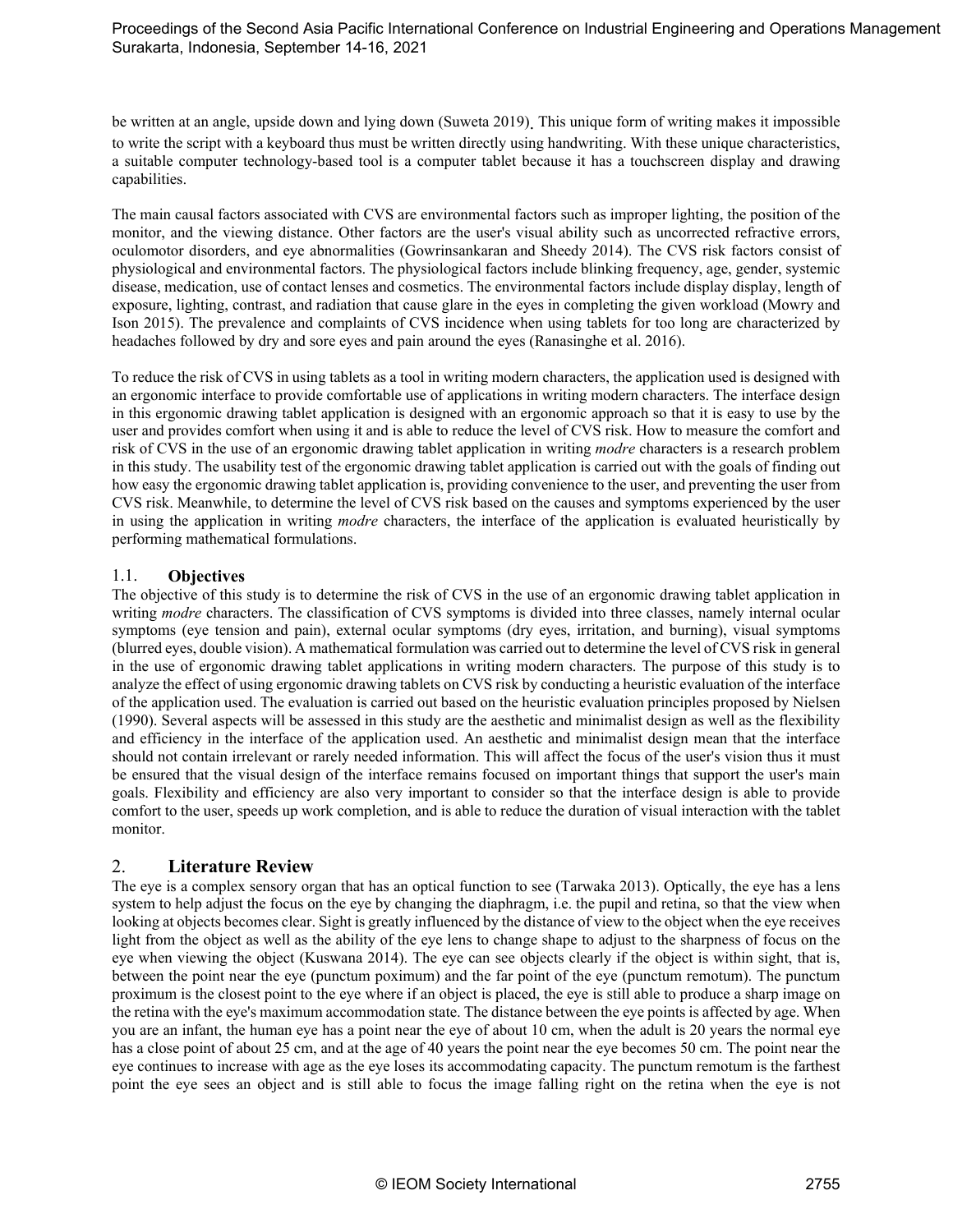be written at an angle, upside down and lying down (Suweta 2019). This unique form of writing makes it impossible to write the script with a keyboard thus must be written directly using handwriting. With these unique characteristics, a suitable computer technology-based tool is a computer tablet because it has a touchscreen display and drawing capabilities.

The main causal factors associated with CVS are environmental factors such as improper lighting, the position of the monitor, and the viewing distance. Other factors are the user's visual ability such as uncorrected refractive errors, oculomotor disorders, and eye abnormalities (Gowrinsankaran and Sheedy 2014). The CVS risk factors consist of physiological and environmental factors. The physiological factors include blinking frequency, age, gender, systemic disease, medication, use of contact lenses and cosmetics. The environmental factors include display display, length of exposure, lighting, contrast, and radiation that cause glare in the eyes in completing the given workload (Mowry and Ison 2015). The prevalence and complaints of CVS incidence when using tablets for too long are characterized by headaches followed by dry and sore eyes and pain around the eyes (Ranasinghe et al. 2016).

To reduce the risk of CVS in using tablets as a tool in writing modern characters, the application used is designed with an ergonomic interface to provide comfortable use of applications in writing modern characters. The interface design in this ergonomic drawing tablet application is designed with an ergonomic approach so that it is easy to use by the user and provides comfort when using it and is able to reduce the level of CVS risk. How to measure the comfort and risk of CVS in the use of an ergonomic drawing tablet application in writing *modre* characters is a research problem in this study. The usability test of the ergonomic drawing tablet application is carried out with the goals of finding out how easy the ergonomic drawing tablet application is, providing convenience to the user, and preventing the user from CVS risk. Meanwhile, to determine the level of CVS risk based on the causes and symptoms experienced by the user in using the application in writing *modre* characters, the interface of the application is evaluated heuristically by performing mathematical formulations.

### 1.1. Objectives

The objective of this study is to determine the risk of CVS in the use of an ergonomic drawing tablet application in writing *modre* characters. The classification of CVS symptoms is divided into three classes, namely internal ocular symptoms (eye tension and pain), external ocular symptoms (dry eyes, irritation, and burning), visual symptoms (blurred eyes, double vision). A mathematical formulation was carried out to determine the level of CVS risk in general in the use of ergonomic drawing tablet applications in writing modern characters. The purpose of this study is to analyze the effect of using ergonomic drawing tablets on CVS risk by conducting a heuristic evaluation of the interface of the application used. The evaluation is carried out based on the heuristic evaluation principles proposed by Nielsen (1990). Several aspects will be assessed in this study are the aesthetic and minimalist design as well as the flexibility and efficiency in the interface of the application used. An aesthetic and minimalist design mean that the interface should not contain irrelevant or rarely needed information. This will affect the focus of the user's vision thus it must be ensured that the visual design of the interface remains focused on important things that support the user's main goals. Flexibility and efficiency are also very important to consider so that the interface design is able to provide comfort to the user, speeds up work completion, and is able to reduce the duration of visual interaction with the tablet monitor.

## 2. Literature Review

The eye is a complex sensory organ that has an optical function to see (Tarwaka 2013). Optically, the eye has a lens system to help adjust the focus on the eye by changing the diaphragm, i.e. the pupil and retina, so that the view when looking at objects becomes clear. Sight is greatly influenced by the distance of view to the object when the eye receives light from the object as well as the ability of the eye lens to change shape to adjust to the sharpness of focus on the eye when viewing the object (Kuswana 2014). The eye can see objects clearly if the object is within sight, that is, between the point near the eye (punctum poximum) and the far point of the eye (punctum remotum). The punctum proximum is the closest point to the eye where if an object is placed, the eye is still able to produce a sharp image on the retina with the eye's maximum accommodation state. The distance between the eye points is affected by age. When you are an infant, the human eye has a point near the eye of about 10 cm, when the adult is 20 years the normal eye has a close point of about 25 cm, and at the age of 40 years the point near the eye becomes 50 cm. The point near the eye continues to increase with age as the eye loses its accommodating capacity. The punctum remotum is the farthest point the eye sees an object and is still able to focus the image falling right on the retina when the eye is not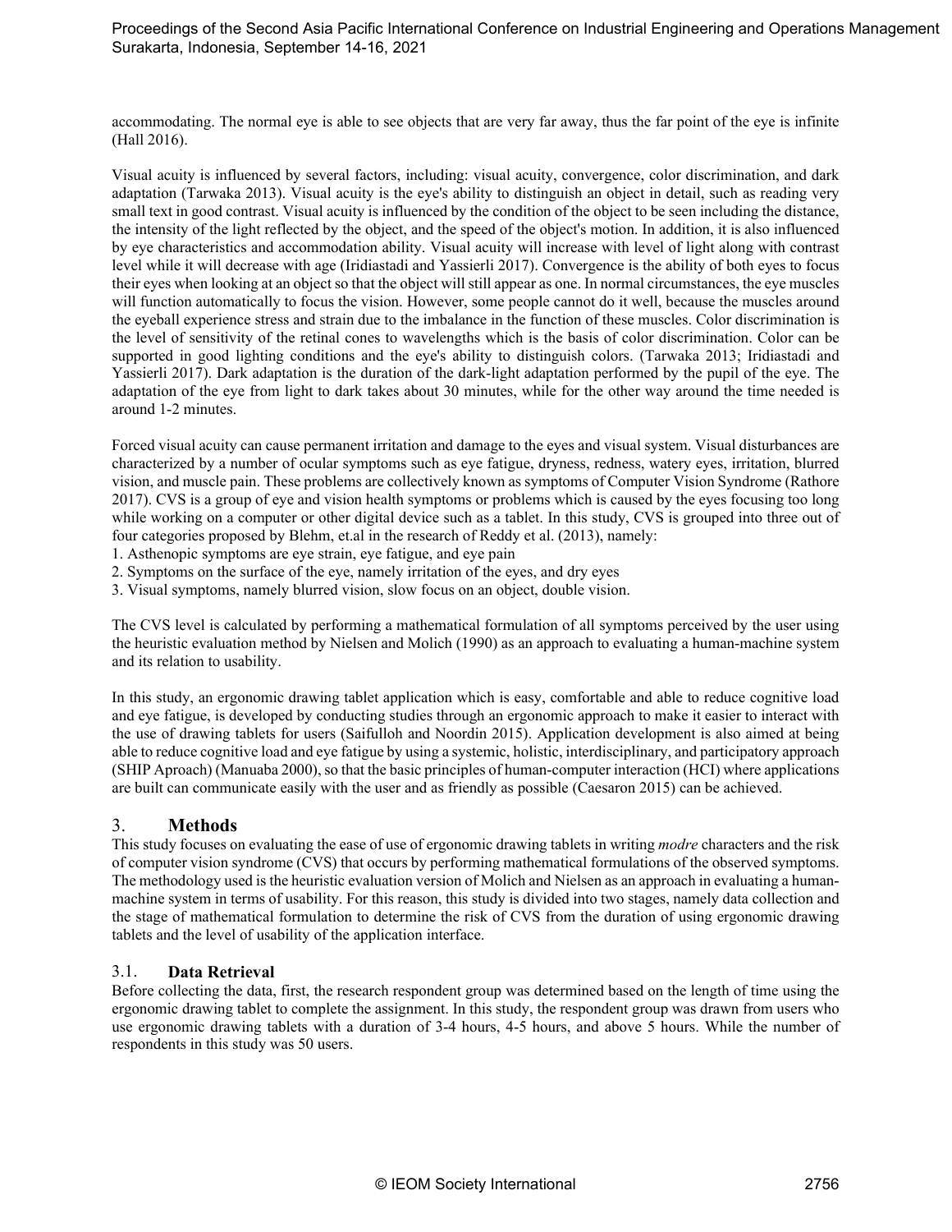accommodating. The normal eye is able to see objects that are very far away, thus the far point of the eye is infinite (Hall 2016).

Visual acuity is influenced by several factors, including: visual acuity, convergence, color discrimination, and dark adaptation (Tarwaka 2013). Visual acuity is the eye's ability to distinguish an object in detail, such as reading very small text in good contrast. Visual acuity is influenced by the condition of the object to be seen including the distance, the intensity of the light reflected by the object, and the speed of the object's motion. In addition, it is also influenced by eye characteristics and accommodation ability. Visual acuity will increase with level of light along with contrast level while it will decrease with age (Iridiastadi and Yassierli 2017). Convergence is the ability of both eyes to focus their eyes when looking at an object so that the object will still appear as one. In normal circumstances, the eye muscles will function automatically to focus the vision. However, some people cannot do it well, because the muscles around the eyeball experience stress and strain due to the imbalance in the function of these muscles. Color discrimination is the level of sensitivity of the retinal cones to wavelengths which is the basis of color discrimination. Color can be supported in good lighting conditions and the eye's ability to distinguish colors. (Tarwaka 2013; Iridiastadi and Yassierli 2017). Dark adaptation is the duration of the dark-light adaptation performed by the pupil of the eye. The adaptation of the eye from light to dark takes about 30 minutes, while for the other way around the time needed is around 1-2 minutes.

Forced visual acuity can cause permanent irritation and damage to the eyes and visual system. Visual disturbances are characterized by a number of ocular symptoms such as eye fatigue, dryness, redness, watery eyes, irritation, blurred vision, and muscle pain. These problems are collectively known as symptoms of Computer Vision Syndrome (Rathore 2017). CVS is a group of eye and vision health symptoms or problems which is caused by the eyes focusing too long while working on a computer or other digital device such as a tablet. In this study, CVS is grouped into three out of four categories proposed by Blehm, et.al in the research of Reddy et al. (2013), namely:

1. Asthenopic symptoms are eye strain, eye fatigue, and eye pain
2. Symptoms on the surface of the eye, namely irritation of the eyes, and dry eyes
3. Visual symptoms, namely blurred vision, slow focus on an object, double vision.

The CVS level is calculated by performing a mathematical formulation of all symptoms perceived by the user using the heuristic evaluation method by Nielsen and Molich (1990) as an approach to evaluating a human-machine system and its relation to usability.

In this study, an ergonomic drawing tablet application which is easy, comfortable and able to reduce cognitive load and eye fatigue, is developed by conducting studies through an ergonomic approach to make it easier to interact with the use of drawing tablets for users (Saifulloh and Noordin 2015). Application development is also aimed at being able to reduce cognitive load and eye fatigue by using a systemic, holistic, interdisciplinary, and participatory approach (SHIP Aproach) (Manuaba 2000), so that the basic principles of human-computer interaction (HCI) where applications are built can communicate easily with the user and as friendly as possible (Caesaron 2015) can be achieved.

## 3. Methods

This study focuses on evaluating the ease of use of ergonomic drawing tablets in writing *modre* characters and the risk of computer vision syndrome (CVS) that occurs by performing mathematical formulations of the observed symptoms. The methodology used is the heuristic evaluation version of Molich and Nielsen as an approach in evaluating a human-machine system in terms of usability. For this reason, this study is divided into two stages, namely data collection and the stage of mathematical formulation to determine the risk of CVS from the duration of using ergonomic drawing tablets and the level of usability of the application interface.

### 3.1. Data Retrieval

Before collecting the data, first, the research respondent group was determined based on the length of time using the ergonomic drawing tablet to complete the assignment. In this study, the respondent group was drawn from users who use ergonomic drawing tablets with a duration of 3-4 hours, 4-5 hours, and above 5 hours. While the number of respondents in this study was 50 users.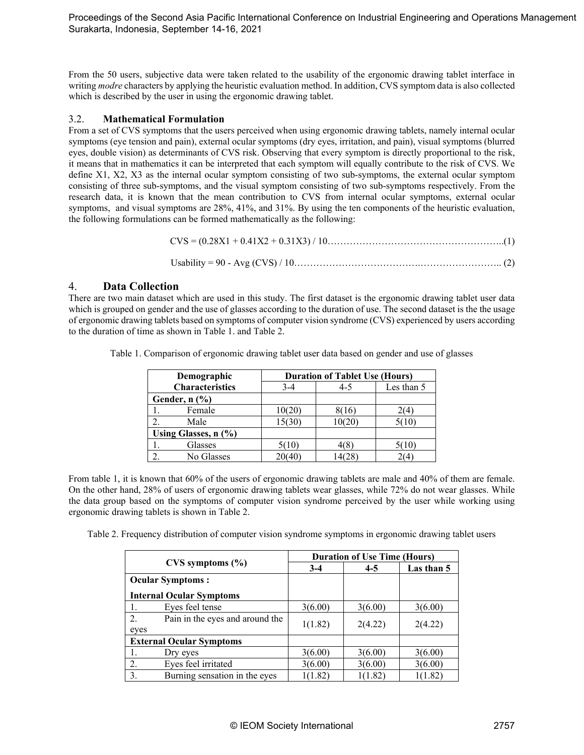From the 50 users, subjective data were taken related to the usability of the ergonomic drawing tablet interface in writing *modre* characters by applying the heuristic evaluation method. In addition, CVS symptom data is also collected which is described by the user in using the ergonomic drawing tablet.

### 3.2. Mathematical Formulation

From a set of CVS symptoms that the users perceived when using ergonomic drawing tablets, namely internal ocular symptoms (eye tension and pain), external ocular symptoms (dry eyes, irritation, and pain), visual symptoms (blurred eyes, double vision) as determinants of CVS risk. Observing that every symptom is directly proportional to the risk, it means that in mathematics it can be interpreted that each symptom will equally contribute to the risk of CVS. We define X1, X2, X3 as the internal ocular symptom consisting of two sub-symptoms, the external ocular symptom consisting of three sub-symptoms, and the visual symptom consisting of two sub-symptoms respectively. From the research data, it is known that the mean contribution to CVS from internal ocular symptoms, external ocular symptoms, and visual symptoms are 28%, 41%, and 31%. By using the ten components of the heuristic evaluation, the following formulations can be formed mathematically as the following:

$$CVS = (0.28X1 + 0.41X2 + 0.31X3) / 10 \quad (1)$$

$$Usability = 90 - Avg(CVS) / 10 \quad (2)$$

## 4. Data Collection

There are two main dataset which are used in this study. The first dataset is the ergonomic drawing tablet user data which is grouped on gender and the use of glasses according to the duration of use. The second dataset is the the usage of ergonomic drawing tablets based on symptoms of computer vision syndrome (CVS) experienced by users according to the duration of time as shown in Table 1. and Table 2.

Table 1. Comparison of ergonomic drawing tablet user data based on gender and use of glasses

| Demographic Characteristics | Duration of Tablet Use (Hours) | | |
|---|---|---|---|
| | 3-4 | 4-5 | Les than 5 |
| **Gender, n (%)** | | | |
| 1. Female | 10(20) | 8(16) | 2(4) |
| 2. Male | 15(30) | 10(20) | 5(10) |
| **Using Glasses, n (%)** | | | |
| 1. Glasses | 5(10) | 4(8) | 5(10) |
| 2. No Glasses | 20(40) | 14(28) | 2(4) |

From table 1, it is known that 60% of the users of ergonomic drawing tablets are male and 40% of them are female. On the other hand, 28% of users of ergonomic drawing tablets wear glasses, while 72% do not wear glasses. While the data group based on the symptoms of computer vision syndrome perceived by the user while working using ergonomic drawing tablets is shown in Table 2.

Table 2. Frequency distribution of computer vision syndrome symptoms in ergonomic drawing tablet users

| CVS symptoms (%) | Duration of Use Time (Hours) | | |
|---|---|---|---|
| | **3-4** | **4-5** | **Las than 5** |
| **Ocular Symptoms :** **Internal Ocular Symptoms** | | | |
| 1. Eyes feel tense | 3(6.00) | 3(6.00) | 3(6.00) |
| 2. Pain in the eyes and around the eyes | 1(1.82) | 2(4.22) | 2(4.22) |
| **External Ocular Symptoms** | | | |
| 1. Dry eyes | 3(6.00) | 3(6.00) | 3(6.00) |
| 2. Eyes feel irritated | 3(6.00) | 3(6.00) | 3(6.00) |
| 3. Burning sensation in the eyes | 1(1.82) | 1(1.82) | 1(1.82) |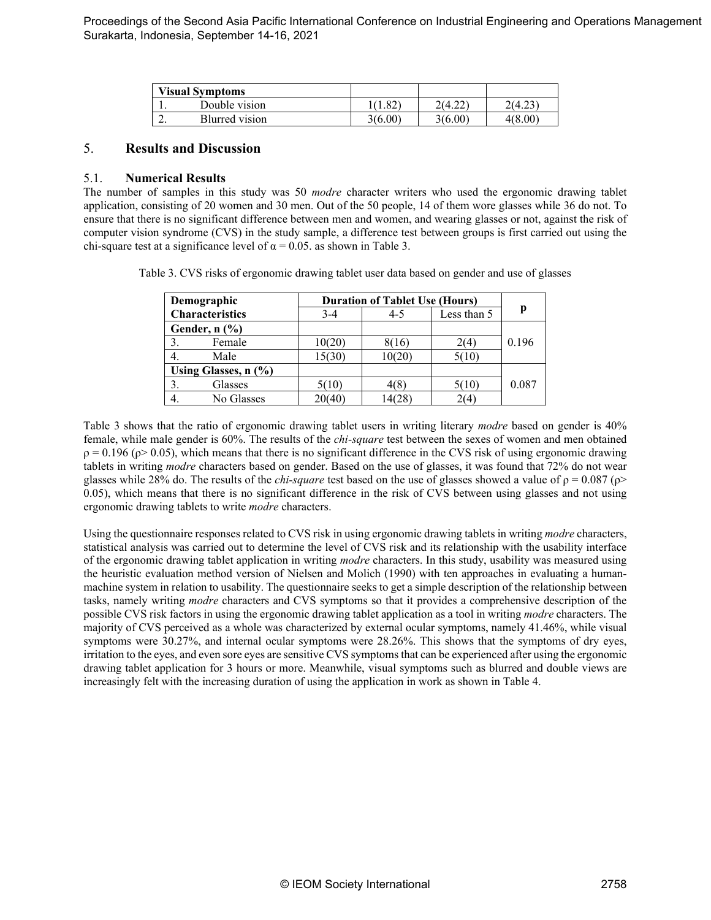| Visual Symptoms | | | |
|---|---|---|---|
| 1. Double vision | 1(1.82) | 2(4.22) | 2(4.23) |
| 2. Blurred vision | 3(6.00) | 3(6.00) | 4(8.00) |

## 5. Results and Discussion

### 5.1. Numerical Results

The number of samples in this study was 50 *modre* character writers who used the ergonomic drawing tablet application, consisting of 20 women and 30 men. Out of the 50 people, 14 of them wore glasses while 36 do not. To ensure that there is no significant difference between men and women, and wearing glasses or not, against the risk of computer vision syndrome (CVS) in the study sample, a difference test between groups is first carried out using the chi-square test at a significance level of $\alpha = 0.05$. as shown in Table 3.

Table 3. CVS risks of ergonomic drawing tablet user data based on gender and use of glasses

| Demographic Characteristics | Duration of Tablet Use (Hours) | | | p |
|---|---|---|---|---|
| | 3-4 | 4-5 | Less than 5 | |
| **Gender, n (%)** | | | | |
| 3. Female | 10(20) | 8(16) | 2(4) | 0.196 |
| 4. Male | 15(30) | 10(20) | 5(10) | |
| **Using Glasses, n (%)** | | | | |
| 3. Glasses | 5(10) | 4(8) | 5(10) | 0.087 |
| 4. No Glasses | 20(40) | 14(28) | 2(4) | |

Table 3 shows that the ratio of ergonomic drawing tablet users in writing literary *modre* based on gender is 40% female, while male gender is 60%. The results of the *chi-square* test between the sexes of women and men obtained $\rho = 0.196$ ($\rho > 0.05$), which means that there is no significant difference in the CVS risk of using ergonomic drawing tablets in writing *modre* characters based on gender. Based on the use of glasses, it was found that 72% do not wear glasses while 28% do. The results of the *chi-square* test based on the use of glasses showed a value of $\rho = 0.087$ ($\rho > 0.05$), which means that there is no significant difference in the risk of CVS between using glasses and not using ergonomic drawing tablets to write *modre* characters.

Using the questionnaire responses related to CVS risk in using ergonomic drawing tablets in writing *modre* characters, statistical analysis was carried out to determine the level of CVS risk and its relationship with the usability interface of the ergonomic drawing tablet application in writing *modre* characters. In this study, usability was measured using the heuristic evaluation method version of Nielsen and Molich (1990) with ten approaches in evaluating a human-machine system in relation to usability. The questionnaire seeks to get a simple description of the relationship between tasks, namely writing *modre* characters and CVS symptoms so that it provides a comprehensive description of the possible CVS risk factors in using the ergonomic drawing tablet application as a tool in writing *modre* characters. The majority of CVS perceived as a whole was characterized by external ocular symptoms, namely 41.46%, while visual symptoms were 30.27%, and internal ocular symptoms were 28.26%. This shows that the symptoms of dry eyes, irritation to the eyes, and even sore eyes are sensitive CVS symptoms that can be experienced after using the ergonomic drawing tablet application for 3 hours or more. Meanwhile, visual symptoms such as blurred and double views are increasingly felt with the increasing duration of using the application in work as shown in Table 4.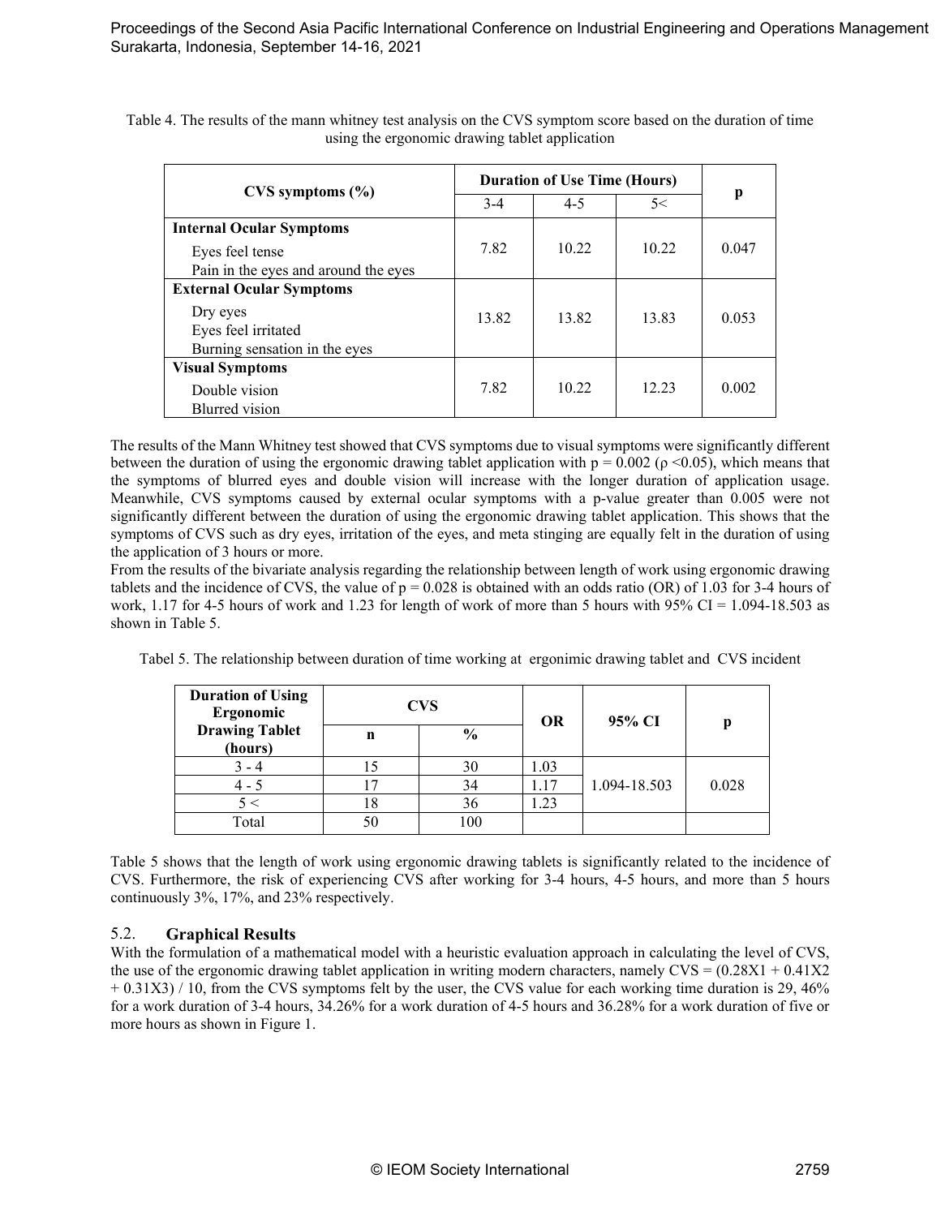Table 4. The results of the mann whitney test analysis on the CVS symptom score based on the duration of time using the ergonomic drawing tablet application

| CVS symptoms (%) | Duration of Use Time (Hours) | | | p |
|---|---|---|---|---|
| | 3-4 | 4-5 | 5< | |
| **Internal Ocular Symptoms**<br>Eyes feel tense<br>Pain in the eyes and around the eyes | 7.82 | 10.22 | 10.22 | 0.047 |
| **External Ocular Symptoms**<br>Dry eyes<br>Eyes feel irritated<br>Burning sensation in the eyes | 13.82 | 13.82 | 13.83 | 0.053 |
| **Visual Symptoms**<br>Double vision<br>Blurred vision | 7.82 | 10.22 | 12.23 | 0.002 |

The results of the Mann Whitney test showed that CVS symptoms due to visual symptoms were significantly different between the duration of using the ergonomic drawing tablet application with $p = 0.002$ ($\rho < 0.05$), which means that the symptoms of blurred eyes and double vision will increase with the longer duration of application usage. Meanwhile, CVS symptoms caused by external ocular symptoms with a p-value greater than 0.005 were not significantly different between the duration of using the ergonomic drawing tablet application. This shows that the symptoms of CVS such as dry eyes, irritation of the eyes, and meta stinging are equally felt in the duration of using the application of 3 hours or more.

From the results of the bivariate analysis regarding the relationship between length of work using ergonomic drawing tablets and the incidence of CVS, the value of $p = 0.028$ is obtained with an odds ratio (OR) of 1.03 for 3-4 hours of work, 1.17 for 4-5 hours of work and 1.23 for length of work of more than 5 hours with 95% CI = 1.094-18.503 as shown in Table 5.

Tabel 5. The relationship between duration of time working at ergonimic drawing tablet and CVS incident

| Duration of Using Ergonomic Drawing Tablet (hours) | CVS | | OR | 95% CI | p |
|---|---|---|---|---|---|
| | n | % | | | |
| 3 - 4 | 15 | 30 | 1.03 | 1.094-18.503 | 0.028 |
| 4 - 5 | 17 | 34 | 1.17 | | |
| 5 < | 18 | 36 | 1.23 | | |
| Total | 50 | 100 | | | |

Table 5 shows that the length of work using ergonomic drawing tablets is significantly related to the incidence of CVS. Furthermore, the risk of experiencing CVS after working for 3-4 hours, 4-5 hours, and more than 5 hours continuously 3%, 17%, and 23% respectively.

## 5.2. Graphical Results

With the formulation of a mathematical model with a heuristic evaluation approach in calculating the level of CVS, the use of the ergonomic drawing tablet application in writing modern characters, namely $CVS = (0.28X1 + 0.41X2 + 0.31X3) / 10$, from the CVS symptoms felt by the user, the CVS value for each working time duration is 29, 46% for a work duration of 3-4 hours, 34.26% for a work duration of 4-5 hours and 36.28% for a work duration of five or more hours as shown in Figure 1.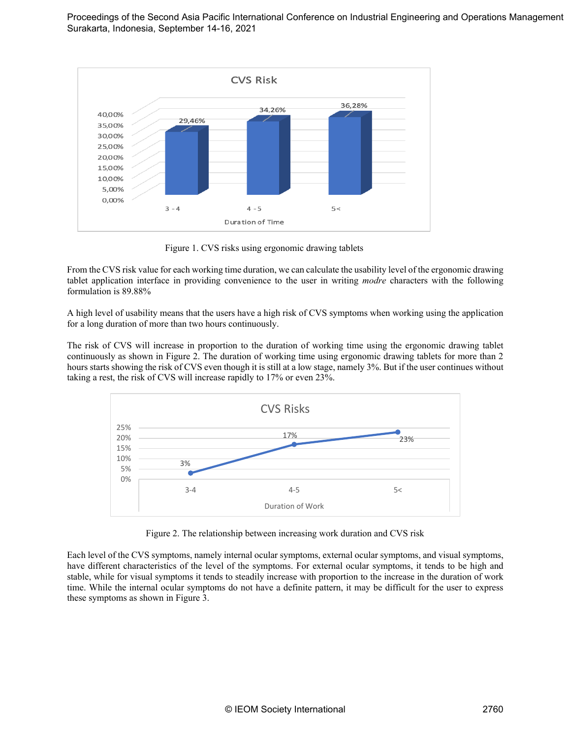Figure 1. CVS risks using ergonomic drawing tablets

From the CVS risk value for each working time duration, we can calculate the usability level of the ergonomic drawing tablet application interface in providing convenience to the user in writing *modre* characters with the following formulation is 89.88%

A high level of usability means that the users have a high risk of CVS symptoms when working using the application for a long duration of more than two hours continuously.

The risk of CVS will increase in proportion to the duration of working time using the ergonomic drawing tablet continuously as shown in Figure 2. The duration of working time using ergonomic drawing tablets for more than 2 hours starts showing the risk of CVS even though it is still at a low stage, namely 3%. But if the user continues without taking a rest, the risk of CVS will increase rapidly to 17% or even 23%.

Figure 2. The relationship between increasing work duration and CVS risk

Each level of the CVS symptoms, namely internal ocular symptoms, external ocular symptoms, and visual symptoms, have different characteristics of the level of the symptoms. For external ocular symptoms, it tends to be high and stable, while for visual symptoms it tends to steadily increase with proportion to the increase in the duration of work time. While the internal ocular symptoms do not have a definite pattern, it may be difficult for the user to express these symptoms as shown in Figure 3.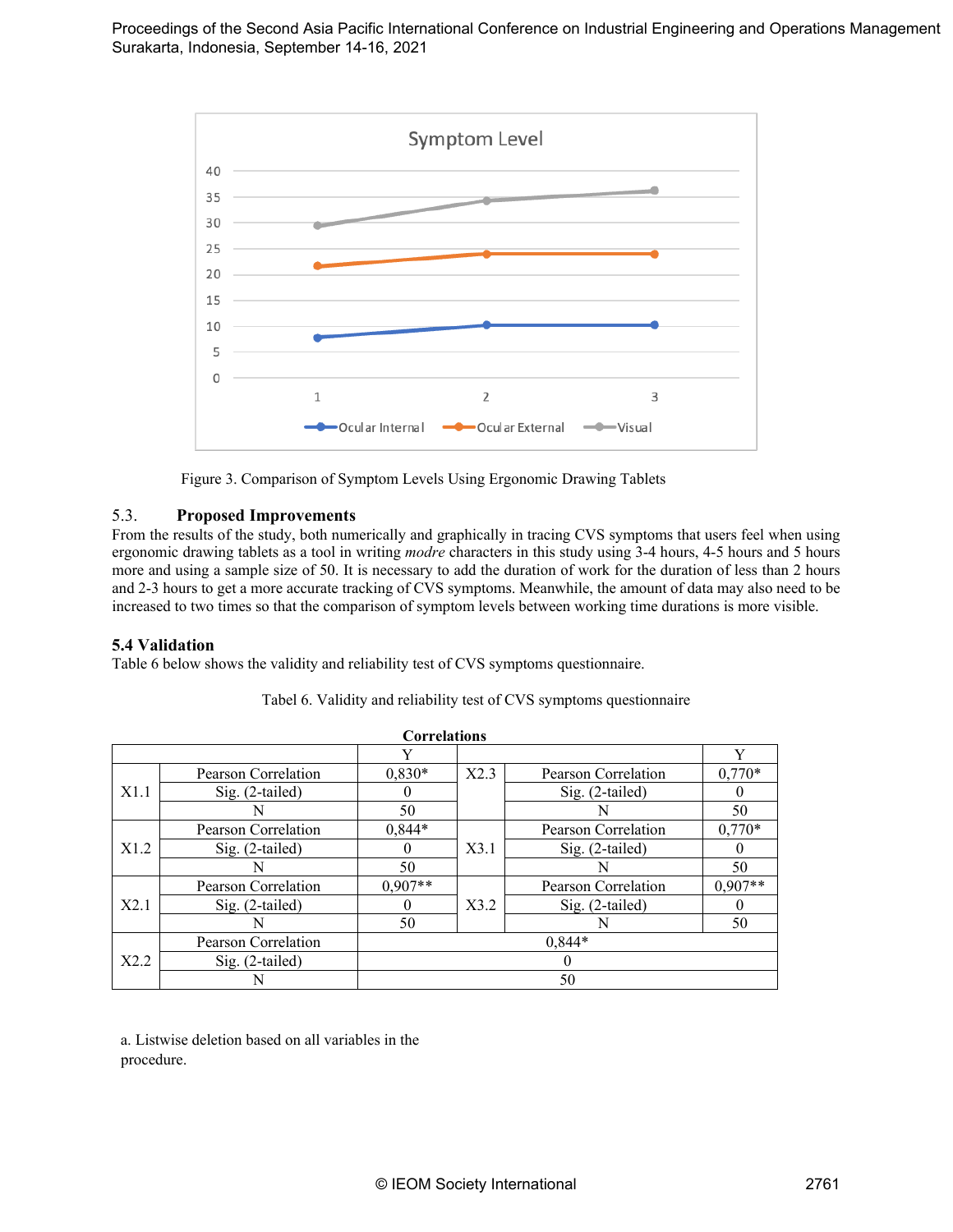Figure 3. Comparison of Symptom Levels Using Ergonomic Drawing Tablets

### 5.3. Proposed Improvements

From the results of the study, both numerically and graphically in tracing CVS symptoms that users feel when using ergonomic drawing tablets as a tool in writing *modre* characters in this study using 3-4 hours, 4-5 hours and 5 hours more and using a sample size of 50. It is necessary to add the duration of work for the duration of less than 2 hours and 2-3 hours to get a more accurate tracking of CVS symptoms. Meanwhile, the amount of data may also need to be increased to two times so that the comparison of symptom levels between working time durations is more visible.

### 5.4 Validation

Table 6 below shows the validity and reliability test of CVS symptoms questionnaire.

Tabel 6. Validity and reliability test of CVS symptoms questionnaire

**Correlations**

| | | Y | | | Y |
|---|---|---|---|---|---|
| X1.1 | Pearson Correlation | 0,830* | X2.3 | Pearson Correlation | 0,770* |
| | Sig. (2-tailed) | 0 | | Sig. (2-tailed) | 0 |
| | N | 50 | | N | 50 |
| X1.2 | Pearson Correlation | 0,844* | X3.1 | Pearson Correlation | 0,770* |
| | Sig. (2-tailed) | 0 | | Sig. (2-tailed) | 0 |
| | N | 50 | | N | 50 |
| X2.1 | Pearson Correlation | 0,907** | X3.2 | Pearson Correlation | 0,907** |
| | Sig. (2-tailed) | 0 | | Sig. (2-tailed) | 0 |
| | N | 50 | | N | 50 |
| X2.2 | Pearson Correlation | 0,844* | | | |
| | Sig. (2-tailed) | 0 | | | |
| | N | 50 | | | |

a. Listwise deletion based on all variables in the procedure.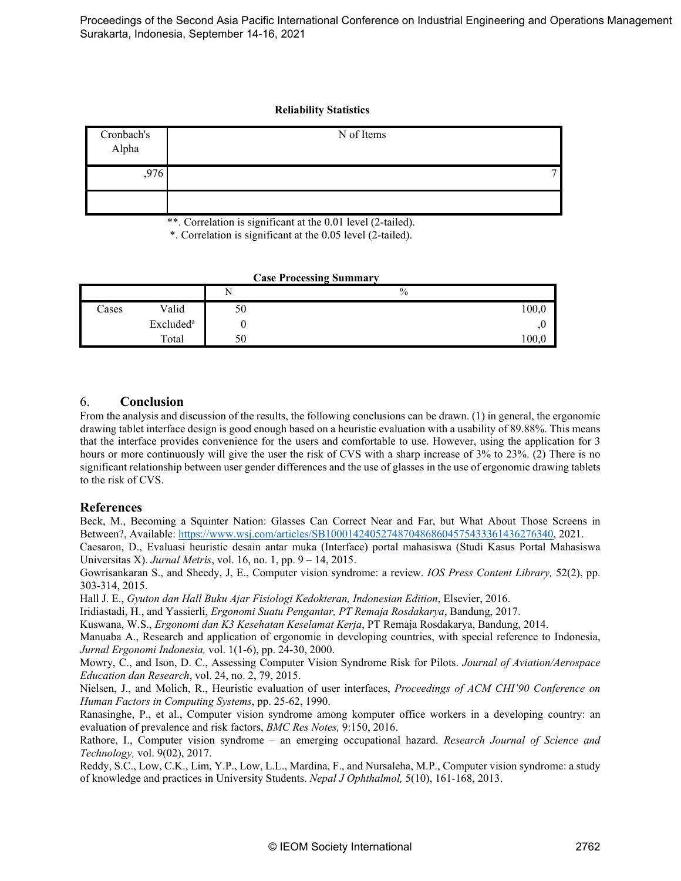**Reliability Statistics**

| Cronbach's Alpha | N of Items |
|---|---|
| ,976 | 7 |
| | |

**. Correlation is significant at the 0.01 level (2-tailed).

*. Correlation is significant at the 0.05 level (2-tailed).

**Case Processing Summary**

| | | N | % |
|---|---|---|---|
| Cases | Valid | 50 | 100,0 |
| | Excluded[a] | 0 | ,0 |
| | Total | 50 | 100,0 |

## 6. Conclusion

From the analysis and discussion of the results, the following conclusions can be drawn. (1) in general, the ergonomic drawing tablet interface design is good enough based on a heuristic evaluation with a usability of 89.88%. This means that the interface provides convenience for the users and comfortable to use. However, using the application for 3 hours or more continuously will give the user the risk of CVS with a sharp increase of 3% to 23%. (2) There is no significant relationship between user gender differences and the use of glasses in the use of ergonomic drawing tablets to the risk of CVS.

## References

Beck, M., Becoming a Squinter Nation: Glasses Can Correct Near and Far, but What About Those Screens in Between?, Available: https://www.wsj.com/articles/SB10001424052748704868604575433361436276340, 2021.

Caesaron, D., Evaluasi heuristic desain antar muka (Interface) portal mahasiswa (Studi Kasus Portal Mahasiswa Universitas X). *Jurnal Metris*, vol. 16, no. 1, pp. 9 – 14, 2015.

Gowrisankaran S., and Sheedy, J, E., Computer vision syndrome: a review. *IOS Press Content Library,* 52(2), pp. 303-314, 2015.

Hall J. E., *Gyuton dan Hall Buku Ajar Fisiologi Kedokteran, Indonesian Edition*, Elsevier, 2016.

Iridiastadi, H., and Yassierli, *Ergonomi Suatu Pengantar, PT Remaja Rosdakarya*, Bandung, 2017.

Kuswana, W.S., *Ergonomi dan K3 Kesehatan Keselamat Kerja*, PT Remaja Rosdakarya, Bandung, 2014.

Manuaba A., Research and application of ergonomic in developing countries, with special reference to Indonesia, *Jurnal Ergonomi Indonesia,* vol. 1(1-6), pp. 24-30, 2000.

Mowry, C., and Ison, D. C., Assessing Computer Vision Syndrome Risk for Pilots. *Journal of Aviation/Aerospace Education dan Research*, vol. 24, no. 2, 79, 2015.

Nielsen, J., and Molich, R., Heuristic evaluation of user interfaces, *Proceedings of ACM CHI'90 Conference on Human Factors in Computing Systems*, pp. 25-62, 1990.

Ranasinghe, P., et al., Computer vision syndrome among komputer office workers in a developing country: an evaluation of prevalence and risk factors, *BMC Res Notes,* 9:150, 2016.

Rathore, I., Computer vision syndrome – an emerging occupational hazard. *Research Journal of Science and Technology,* vol. 9(02), 2017.

Reddy, S.C., Low, C.K., Lim, Y.P., Low, L.L., Mardina, F., and Nursaleha, M.P., Computer vision syndrome: a study of knowledge and practices in University Students. *Nepal J Ophthalmol,* 5(10), 161-168, 2013.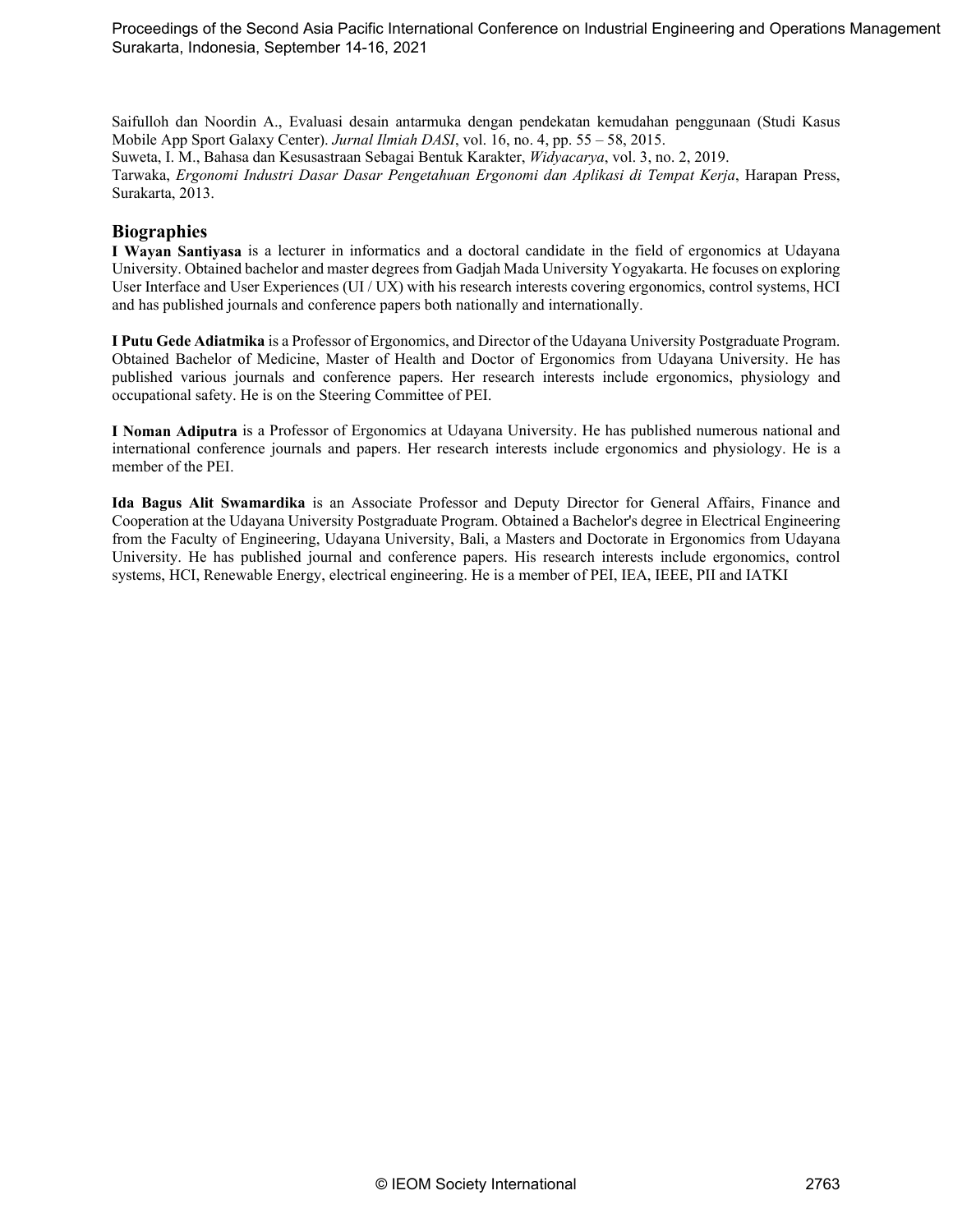Saifulloh dan Noordin A., Evaluasi desain antarmuka dengan pendekatan kemudahan penggunaan (Studi Kasus Mobile App Sport Galaxy Center). *Jurnal Ilmiah DASI*, vol. 16, no. 4, pp. 55 – 58, 2015.

Suweta, I. M., Bahasa dan Kesusastraan Sebagai Bentuk Karakter, *Widyacarya*, vol. 3, no. 2, 2019.

Tarwaka, *Ergonomi Industri Dasar Dasar Pengetahuan Ergonomi dan Aplikasi di Tempat Kerja*, Harapan Press, Surakarta, 2013.

## Biographies

**I Wayan Santiyasa** is a lecturer in informatics and a doctoral candidate in the field of ergonomics at Udayana University. Obtained bachelor and master degrees from Gadjah Mada University Yogyakarta. He focuses on exploring User Interface and User Experiences (UI / UX) with his research interests covering ergonomics, control systems, HCI and has published journals and conference papers both nationally and internationally.

**I Putu Gede Adiatmika** is a Professor of Ergonomics, and Director of the Udayana University Postgraduate Program. Obtained Bachelor of Medicine, Master of Health and Doctor of Ergonomics from Udayana University. He has published various journals and conference papers. Her research interests include ergonomics, physiology and occupational safety. He is on the Steering Committee of PEI.

**I Noman Adiputra** is a Professor of Ergonomics at Udayana University. He has published numerous national and international conference journals and papers. Her research interests include ergonomics and physiology. He is a member of the PEI.

**Ida Bagus Alit Swamardika** is an Associate Professor and Deputy Director for General Affairs, Finance and Cooperation at the Udayana University Postgraduate Program. Obtained a Bachelor's degree in Electrical Engineering from the Faculty of Engineering, Udayana University, Bali, a Masters and Doctorate in Ergonomics from Udayana University. He has published journal and conference papers. His research interests include ergonomics, control systems, HCI, Renewable Energy, electrical engineering. He is a member of PEI, IEA, IEEE, PII and IATKI